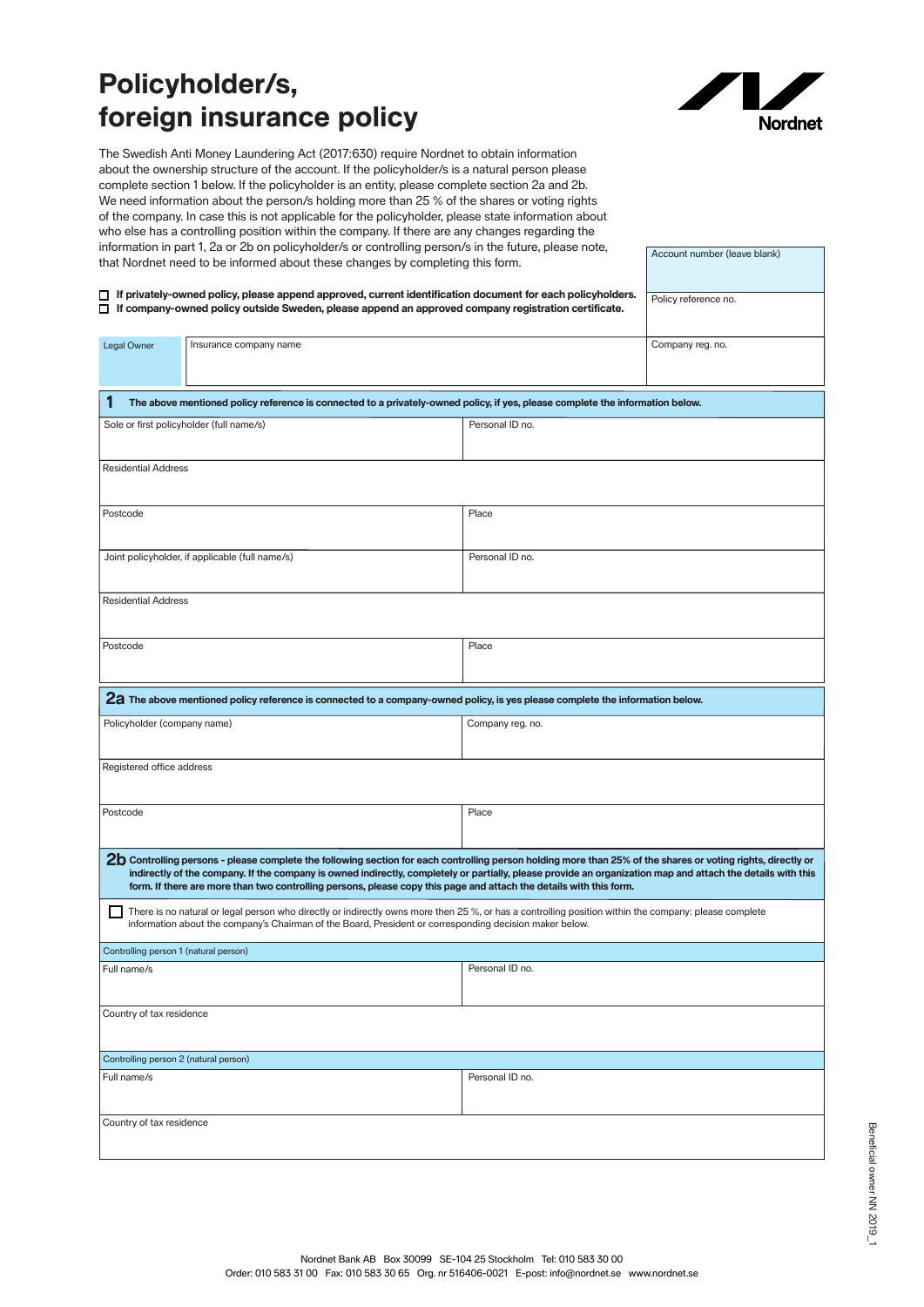# Policyholder/s, foreign insurance policy

Nordnet

The Swedish Anti Money Laundering Act (2017:630) require Nordnet to obtain information about the ownership structure of the account. If the policyholder/s is a natural person please complete section 1 below. If the policyholder is an entity, please complete section 2a and 2b. We need information about the person/s holding more than 25 % of the shares or voting rights of the company. In case this is not applicable for the policyholder, please state information about who else has a controlling position within the company. If there are any changes regarding the information in part 1, 2a or 2b on policyholder/s or controlling person/s in the future, please note, that Nordnet need to be informed about these changes by completing this form.

| Account number (leave blank) |
|---|
| Policy reference no. |

- ☐ **If privately-owned policy, please append approved, current identification document for each policyholders.**
- ☐ **If company-owned policy outside Sweden, please append an approved company registration certificate.**

| Legal Owner | Insurance company name | Company reg. no. |
|---|---|---|
| | | |

## 1 The above mentioned policy reference is connected to a privately-owned policy, if yes, please complete the information below.

| Sole or first policyholder (full name/s) | Personal ID no. |
|---|---|
| Residential Address | |
| Postcode | Place |
| Joint policyholder, if applicable (full name/s) | Personal ID no. |
| Residential Address | |
| Postcode | Place |

## 2a The above mentioned policy reference is connected to a company-owned policy, is yes please complete the information below.

| Policyholder (company name) | Company reg. no. |
|---|---|
| Registered office address | |
| Postcode | Place |

## 2b Controlling persons - please complete the following section for each controlling person holding more than 25% of the shares or voting rights, directly or indirectly of the company. If the company is owned indirectly, completely or partially, please provide an organization map and attach the details with this form. If there are more than two controlling persons, please copy this page and attach the details with this form.

☐ There is no natural or legal person who directly or indirectly owns more then 25 %, or has a controlling position within the company: please complete information about the company's Chairman of the Board, President or corresponding decision maker below.

**Controlling person 1 (natural person)**

| Full name/s | Personal ID no. |
|---|---|
| Country of tax residence | |

**Controlling person 2 (natural person)**

| Full name/s | Personal ID no. |
|---|---|
| Country of tax residence | |

Beneficial owner NN 2019_1

Nordnet Bank AB Box 30099 SE-104 25 Stockholm Tel: 010 583 30 00
Order: 010 583 31 00 Fax: 010 583 30 65 Org. nr 516406-0021 E-post: info@nordnet.se www.nordnet.se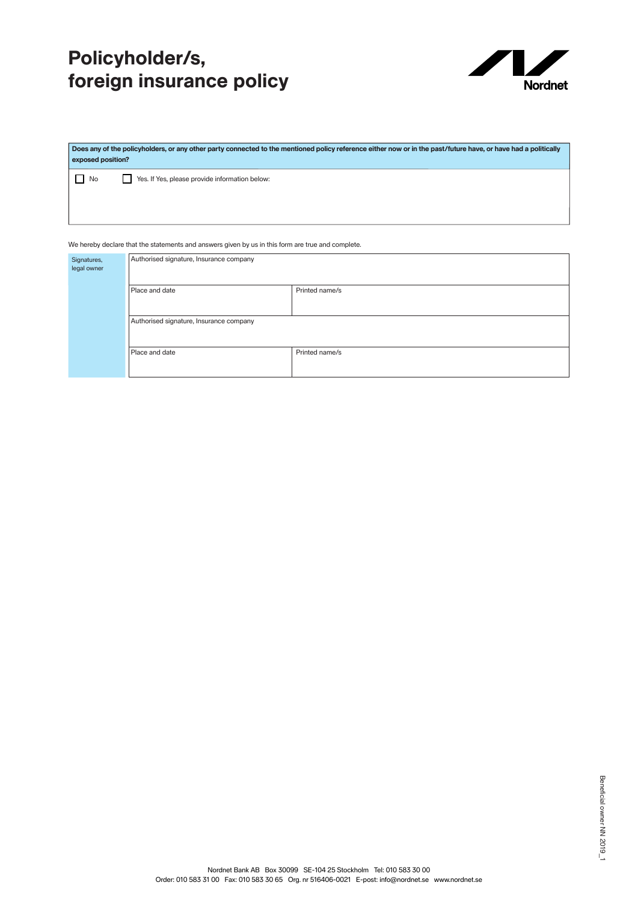# Policyholder/s, foreign insurance policy

| Does any of the policyholders, or any other party connected to the mentioned policy reference either now or in the past/future have, or have had a politically exposed position? |
|---|
| ☐ No ☐ Yes. If Yes, please provide information below: |

We hereby declare that the statements and answers given by us in this form are true and complete.

| Signatures, legal owner | | |
|---|---|---|
| | Authorised signature, Insurance company | |
| | Place and date | Printed name/s |
| | Authorised signature, Insurance company | |
| | Place and date | Printed name/s |

Nordnet Bank AB Box 30099 SE-104 25 Stockholm Tel: 010 583 30 00
Order: 010 583 31 00 Fax: 010 583 30 65 Org. nr 516406-0021 E-post: info@nordnet.se www.nordnet.se

Beneficial owner NN 2019_1